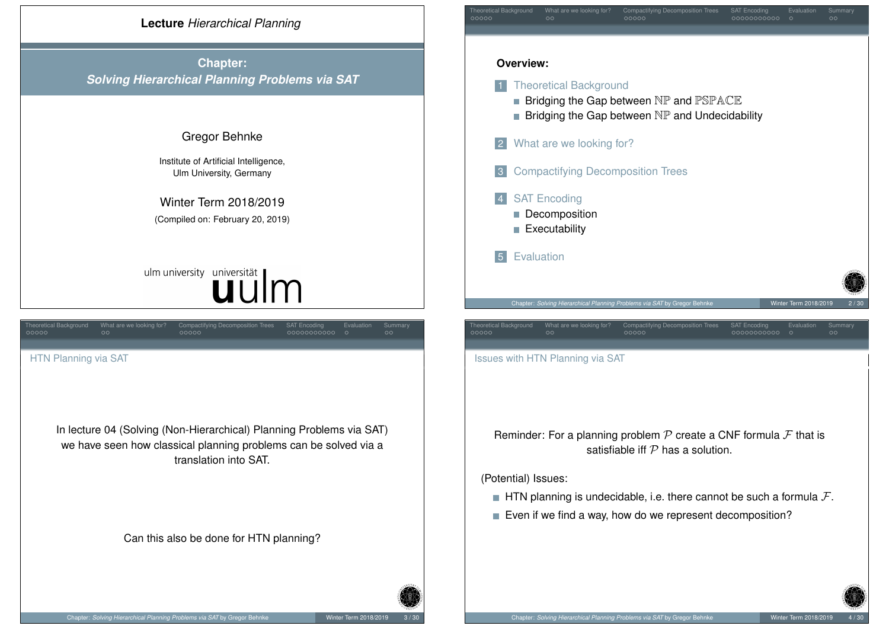**Lecture** *Hierarchical Planning*

## Chapter: *Solving Hierarchical Planning Problems via SAT*

Gregor Behnke

Institute of Artificial Intelligence, Ulm University, Germany

Winter Term 2018/2019

(Compiled on: February 20, 2019)

ulm university universität ulm

---

**Overview:**

1. Theoretical Background
   - Bridging the Gap between $\mathbb{NP}$ and $\mathbb{PSPACE}$
   - Bridging the Gap between $\mathbb{NP}$ and Undecidability
2. What are we looking for?
3. Compactifying Decomposition Trees
4. SAT Encoding
   - Decomposition
   - Executability
5. Evaluation

---

## HTN Planning via SAT

In lecture 04 (Solving (Non-Hierarchical) Planning Problems via SAT) we have seen how classical planning problems can be solved via a translation into SAT.

Can this also be done for HTN planning?

---

## Issues with HTN Planning via SAT

Reminder: For a planning problem $\mathcal{P}$ create a CNF formula $\mathcal{F}$ that is satisfiable iff $\mathcal{P}$ has a solution.

(Potential) Issues:

- HTN planning is undecidable, i.e. there cannot be such a formula $\mathcal{F}$.
- Even if we find a way, how do we represent decomposition?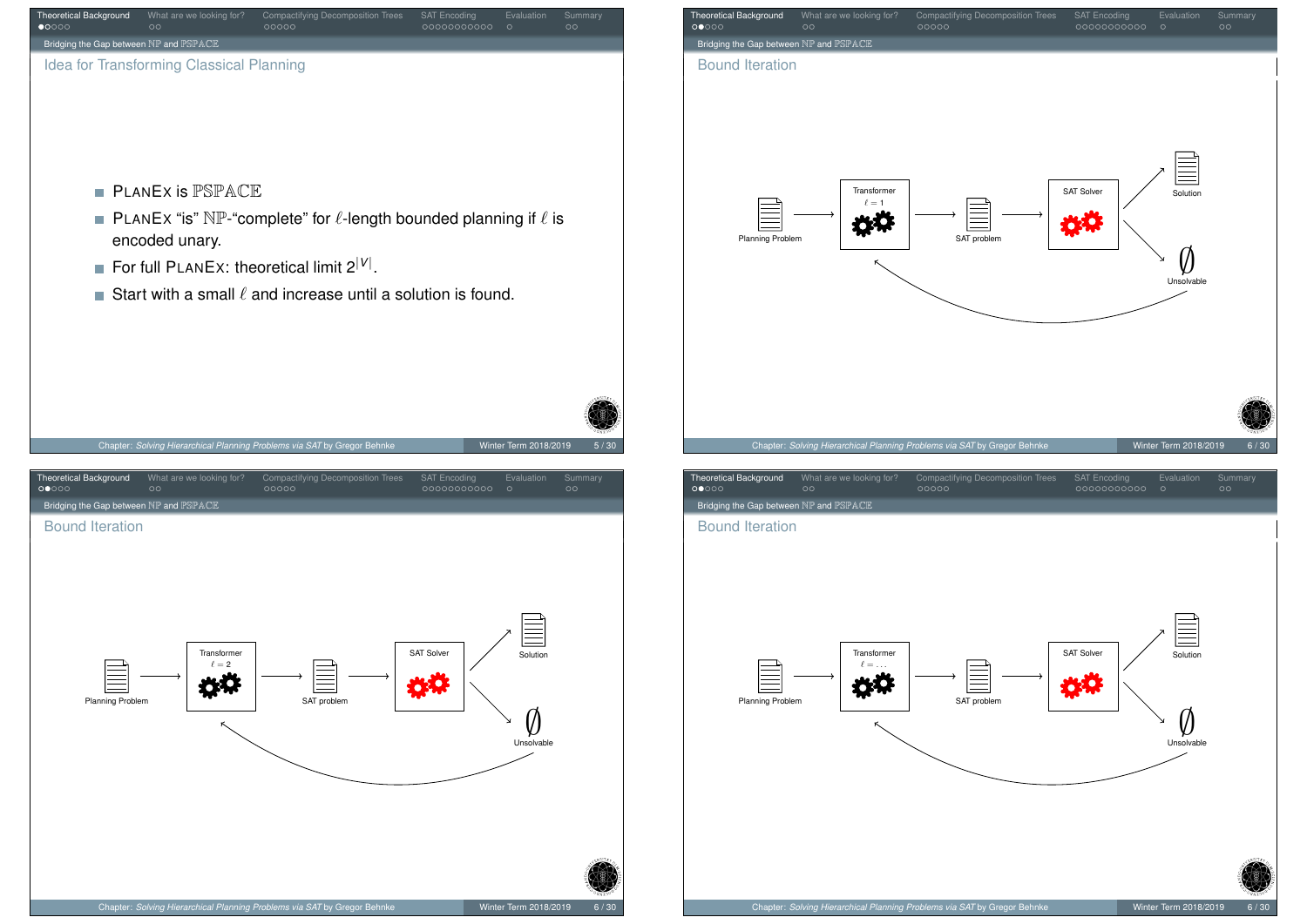## Idea for Transforming Classical Planning

- PLANEX is $\mathbb{PSPACE}$
- PLANEX "is" $\mathbb{NP}$-"complete" for $\ell$-length bounded planning if $\ell$ is encoded unary.
- For full PLANEX: theoretical limit $2^{|V|}$.
- Start with a small $\ell$ and increase until a solution is found.

## Bound Iteration

Planning Problem → Transformer $\ell = 1$ → SAT problem → SAT Solver → Solution / $\emptyset$ Unsolvable

## Bound Iteration

Planning Problem → Transformer $\ell = 2$ → SAT problem → SAT Solver → Solution / $\emptyset$ Unsolvable

## Bound Iteration

Planning Problem → Transformer $\ell = \ldots$ → SAT problem → SAT Solver → Solution / $\emptyset$ Unsolvable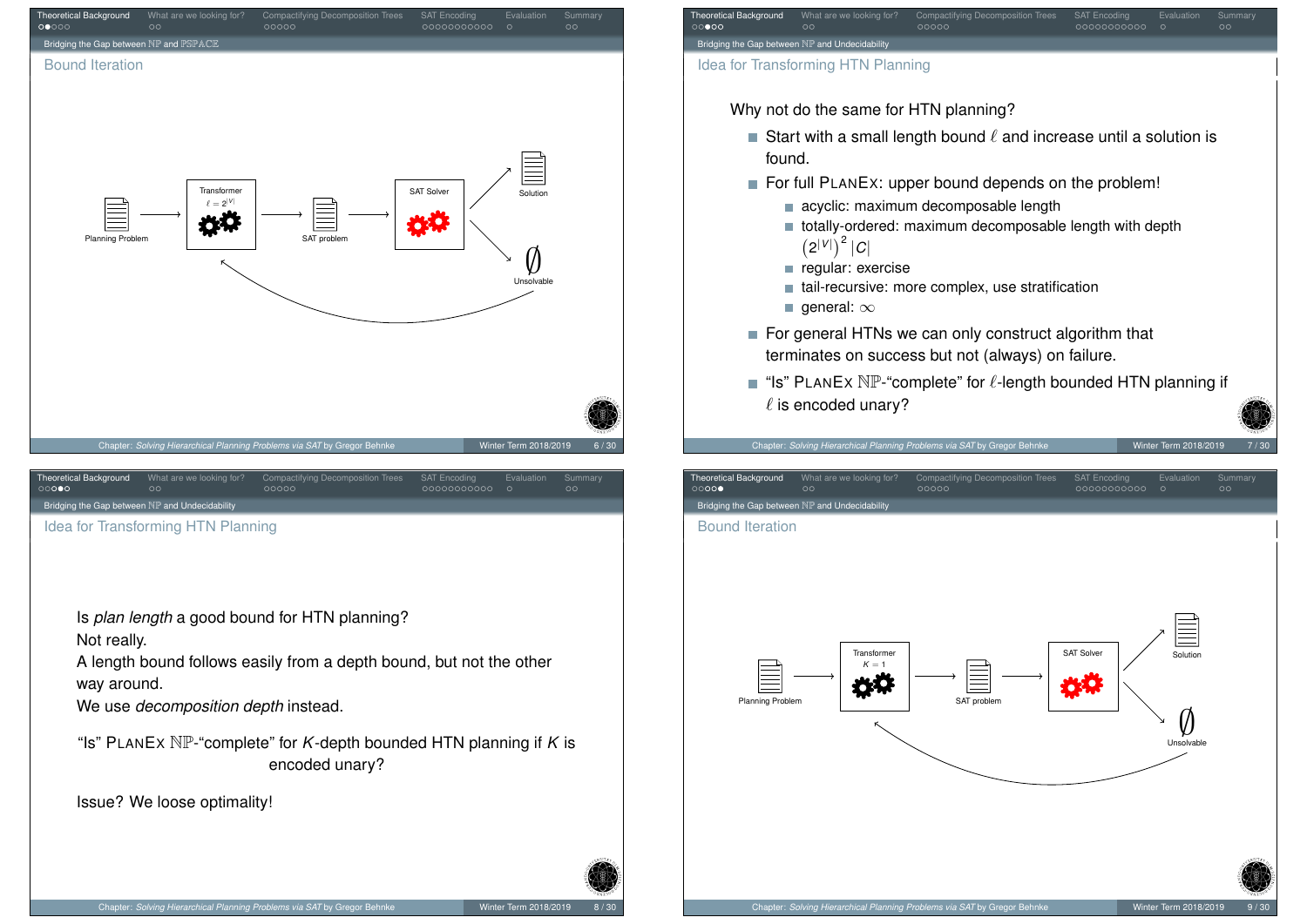## Bound Iteration

Planning Problem → Transformer ($\ell = 2^{|V|}$) → SAT problem → SAT Solver → Solution / $\emptyset$ Unsolvable

## Idea for Transforming HTN Planning

Why not do the same for HTN planning?

- Start with a small length bound $\ell$ and increase until a solution is found.
- For full PLANEX: upper bound depends on the problem!
  - acyclic: maximum decomposable length
  - totally-ordered: maximum decomposable length with depth $\left(2^{|V|}\right)^2 |C|$
  - regular: exercise
  - tail-recursive: more complex, use stratification
  - general: $\infty$
- For general HTNs we can only construct algorithm that terminates on success but not (always) on failure.
- "Is" PLANEX $\mathbb{NP}$-"complete" for $\ell$-length bounded HTN planning if $\ell$ is encoded unary?

## Idea for Transforming HTN Planning

Is *plan length* a good bound for HTN planning?
Not really.
A length bound follows easily from a depth bound, but not the other way around.
We use *decomposition depth* instead.

"Is" PLANEX $\mathbb{NP}$-"complete" for $K$-depth bounded HTN planning if $K$ is encoded unary?

Issue? We loose optimality!

## Bound Iteration

Planning Problem → Transformer ($K = 1$) → SAT problem → SAT Solver → Solution / $\emptyset$ Unsolvable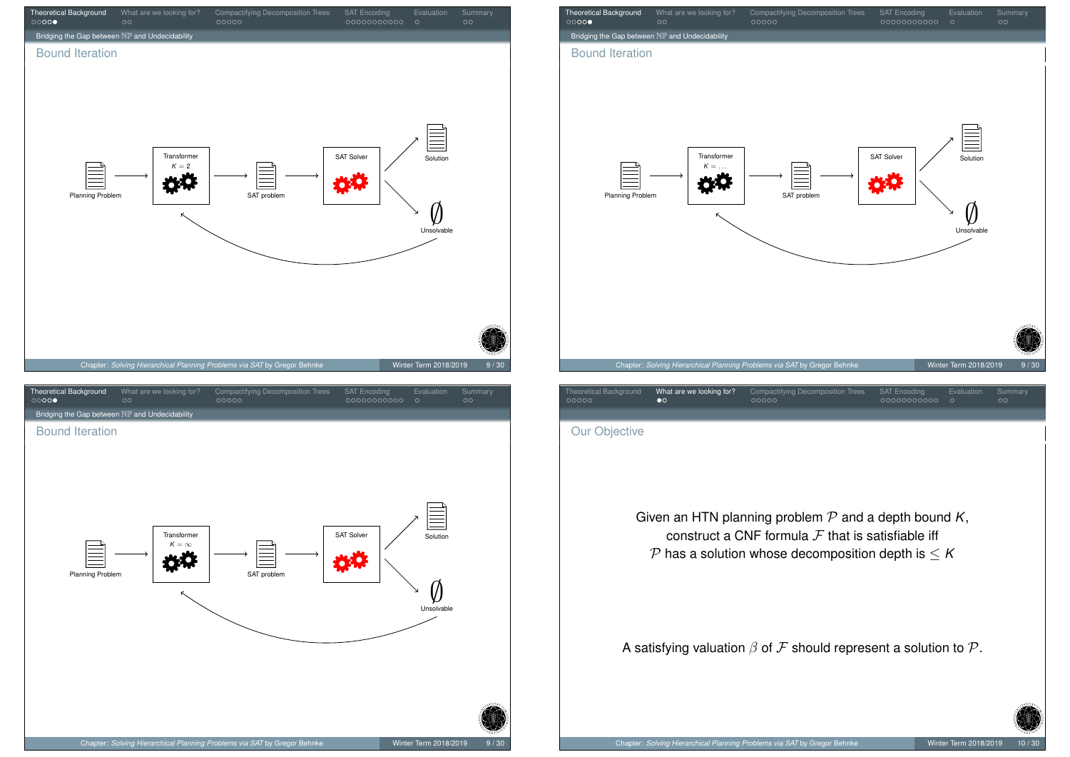## Bound Iteration

Planning Problem → Transformer $K = 2$ → SAT problem → SAT Solver → Solution / $\emptyset$ Unsolvable

## Bound Iteration

Planning Problem → Transformer $K = \dots$ → SAT problem → SAT Solver → Solution / $\emptyset$ Unsolvable

## Bound Iteration

Planning Problem → Transformer $K = \infty$ → SAT problem → SAT Solver → Solution / $\emptyset$ Unsolvable

## Our Objective

Given an HTN planning problem $\mathcal{P}$ and a depth bound $K$, construct a CNF formula $\mathcal{F}$ that is satisfiable iff $\mathcal{P}$ has a solution whose decomposition depth is $\leq K$

A satisfying valuation $\beta$ of $\mathcal{F}$ should represent a solution to $\mathcal{P}$.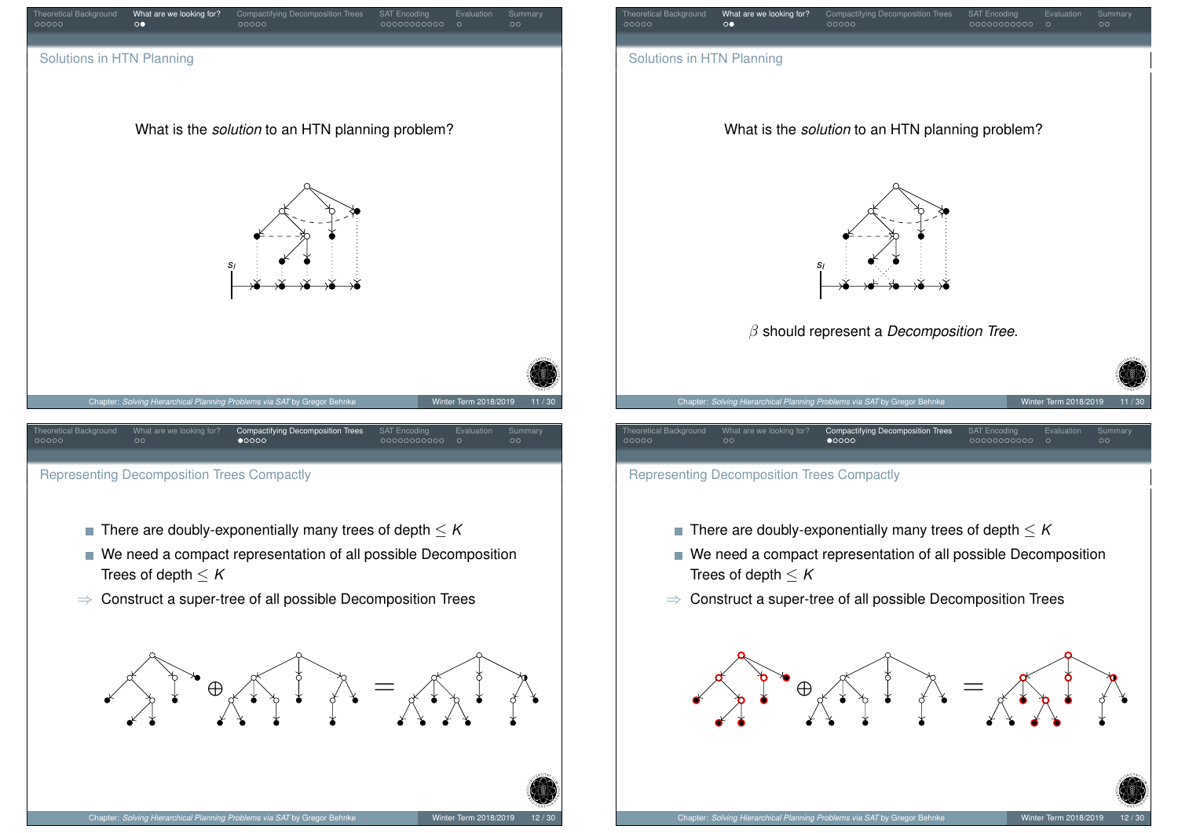## Solutions in HTN Planning

What is the *solution* to an HTN planning problem?

$s_I$

## Solutions in HTN Planning

What is the *solution* to an HTN planning problem?

$s_I$

$\beta$ should represent a *Decomposition Tree*.

## Representing Decomposition Trees Compactly

- There are doubly-exponentially many trees of depth $\leq K$
- We need a compact representation of all possible Decomposition Trees of depth $\leq K$

$\Rightarrow$ Construct a super-tree of all possible Decomposition Trees

$\oplus$ $=$

## Representing Decomposition Trees Compactly

- There are doubly-exponentially many trees of depth $\leq K$
- We need a compact representation of all possible Decomposition Trees of depth $\leq K$

$\Rightarrow$ Construct a super-tree of all possible Decomposition Trees

$\oplus$ $=$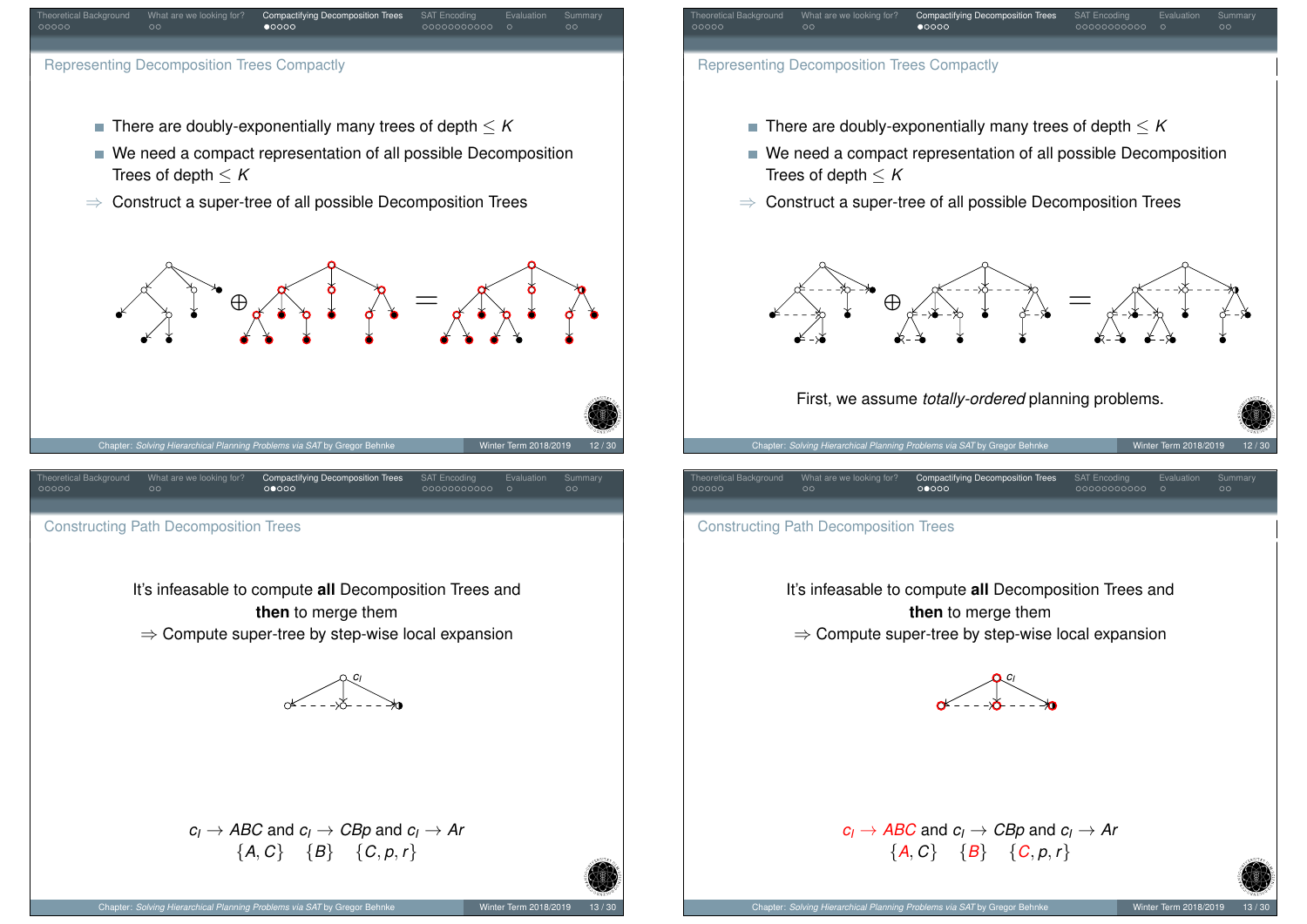## Representing Decomposition Trees Compactly

- There are doubly-exponentially many trees of depth $\leq K$
- We need a compact representation of all possible Decomposition Trees of depth $\leq K$

$\Rightarrow$ Construct a super-tree of all possible Decomposition Trees

## Representing Decomposition Trees Compactly

- There are doubly-exponentially many trees of depth $\leq K$
- We need a compact representation of all possible Decomposition Trees of depth $\leq K$

$\Rightarrow$ Construct a super-tree of all possible Decomposition Trees

First, we assume *totally-ordered* planning problems.

## Constructing Path Decomposition Trees

It's infeasable to compute **all** Decomposition Trees and **then** to merge them

$\Rightarrow$ Compute super-tree by step-wise local expansion

$c_I$

$c_I \rightarrow ABC$ and $c_I \rightarrow CBp$ and $c_I \rightarrow Ar$

$\{A, C\} \quad \{B\} \quad \{C, p, r\}$

## Constructing Path Decomposition Trees

It's infeasable to compute **all** Decomposition Trees and **then** to merge them

$\Rightarrow$ Compute super-tree by step-wise local expansion

$c_I$

$c_I \rightarrow ABC$ and $c_I \rightarrow CBp$ and $c_I \rightarrow Ar$

$\{A, C\} \quad \{B\} \quad \{C, p, r\}$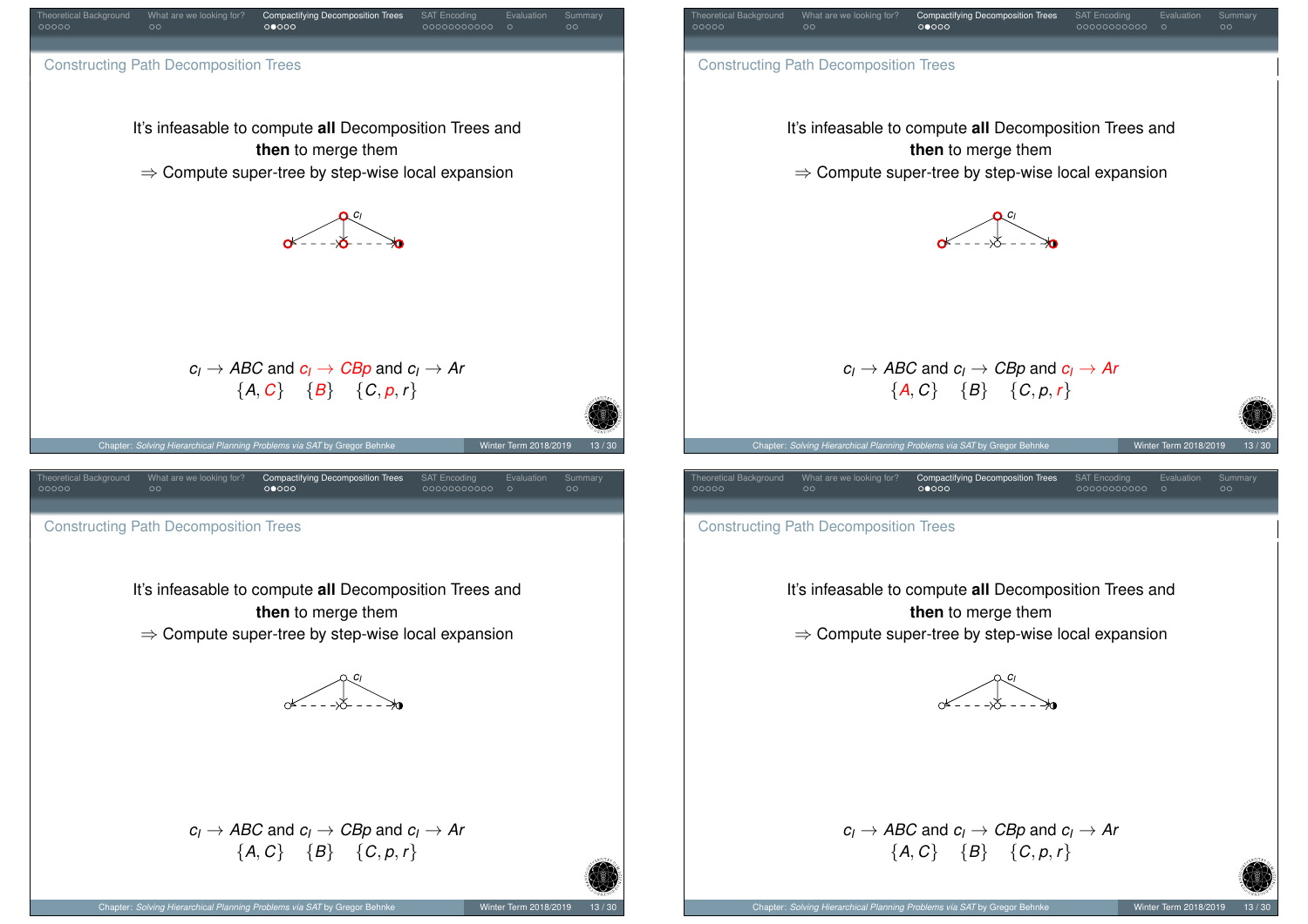## Constructing Path Decomposition Trees

It's infeasable to compute **all** Decomposition Trees and **then** to merge them

$\Rightarrow$ Compute super-tree by step-wise local expansion

$c_I$

$c_I \rightarrow ABC$ and $c_I \rightarrow CBp$ and $c_I \rightarrow Ar$

$\{A, C\} \quad \{B\} \quad \{C, p, r\}$

## Constructing Path Decomposition Trees

It's infeasable to compute **all** Decomposition Trees and **then** to merge them

$\Rightarrow$ Compute super-tree by step-wise local expansion

$c_I$

$c_I \rightarrow ABC$ and $c_I \rightarrow CBp$ and $c_I \rightarrow Ar$

$\{A, C\} \quad \{B\} \quad \{C, p, r\}$

## Constructing Path Decomposition Trees

It's infeasable to compute **all** Decomposition Trees and **then** to merge them

$\Rightarrow$ Compute super-tree by step-wise local expansion

$c_I$

$c_I \rightarrow ABC$ and $c_I \rightarrow CBp$ and $c_I \rightarrow Ar$

$\{A, C\} \quad \{B\} \quad \{C, p, r\}$

## Constructing Path Decomposition Trees

It's infeasable to compute **all** Decomposition Trees and **then** to merge them

$\Rightarrow$ Compute super-tree by step-wise local expansion

$c_I$

$c_I \rightarrow ABC$ and $c_I \rightarrow CBp$ and $c_I \rightarrow Ar$

$\{A, C\} \quad \{B\} \quad \{C, p, r\}$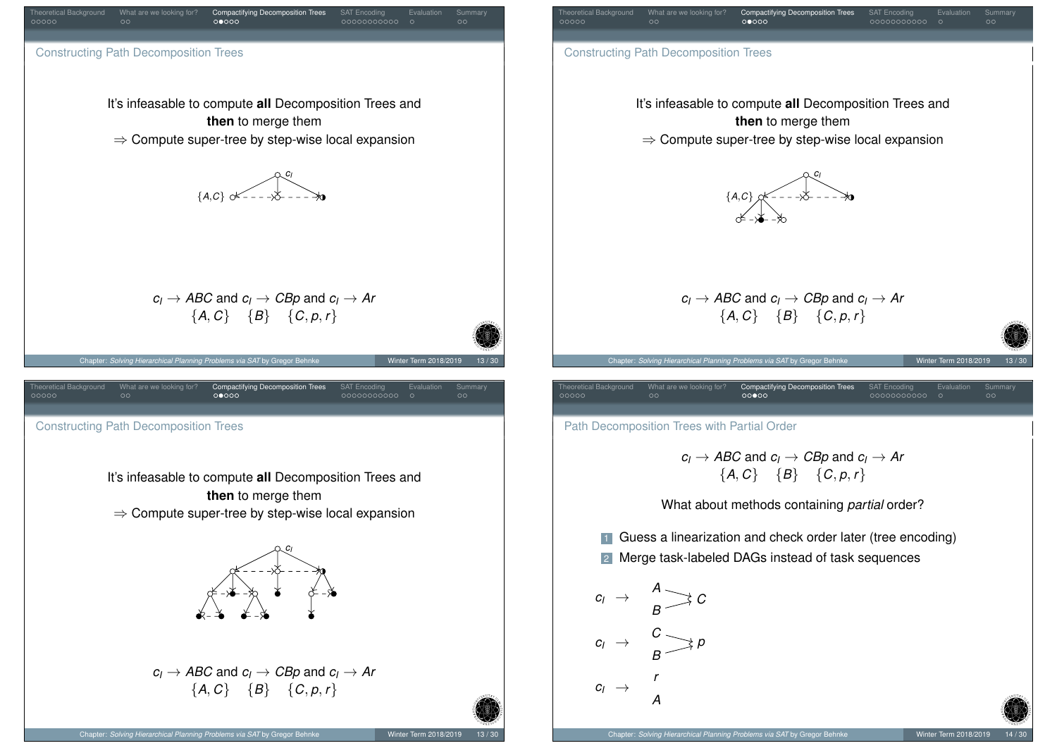## Constructing Path Decomposition Trees

It's infeasable to compute **all** Decomposition Trees and **then** to merge them

⇒ Compute super-tree by step-wise local expansion

$\{A, C\}$ $c_I$

$c_I \rightarrow ABC$ and $c_I \rightarrow CBp$ and $c_I \rightarrow Ar$

$\{A, C\}$ $\{B\}$ $\{C, p, r\}$

## Constructing Path Decomposition Trees

It's infeasable to compute **all** Decomposition Trees and **then** to merge them

⇒ Compute super-tree by step-wise local expansion

$\{A, C\}$ $c_I$

$c_I \rightarrow ABC$ and $c_I \rightarrow CBp$ and $c_I \rightarrow Ar$

$\{A, C\}$ $\{B\}$ $\{C, p, r\}$

## Constructing Path Decomposition Trees

It's infeasable to compute **all** Decomposition Trees and **then** to merge them

⇒ Compute super-tree by step-wise local expansion

$c_I$

$c_I \rightarrow ABC$ and $c_I \rightarrow CBp$ and $c_I \rightarrow Ar$

$\{A, C\}$ $\{B\}$ $\{C, p, r\}$

## Path Decomposition Trees with Partial Order

$c_I \rightarrow ABC$ and $c_I \rightarrow CBp$ and $c_I \rightarrow Ar$

$\{A, C\}$ $\{B\}$ $\{C, p, r\}$

What about methods containing *partial* order?

1. Guess a linearization and check order later (tree encoding)
2. Merge task-labeled DAGs instead of task sequences

$c_I \rightarrow$ $A$, $B$ $\rightarrow C$

$c_I \rightarrow$ $C$, $B$ $\rightarrow p$

$c_I \rightarrow$ $r$, $A$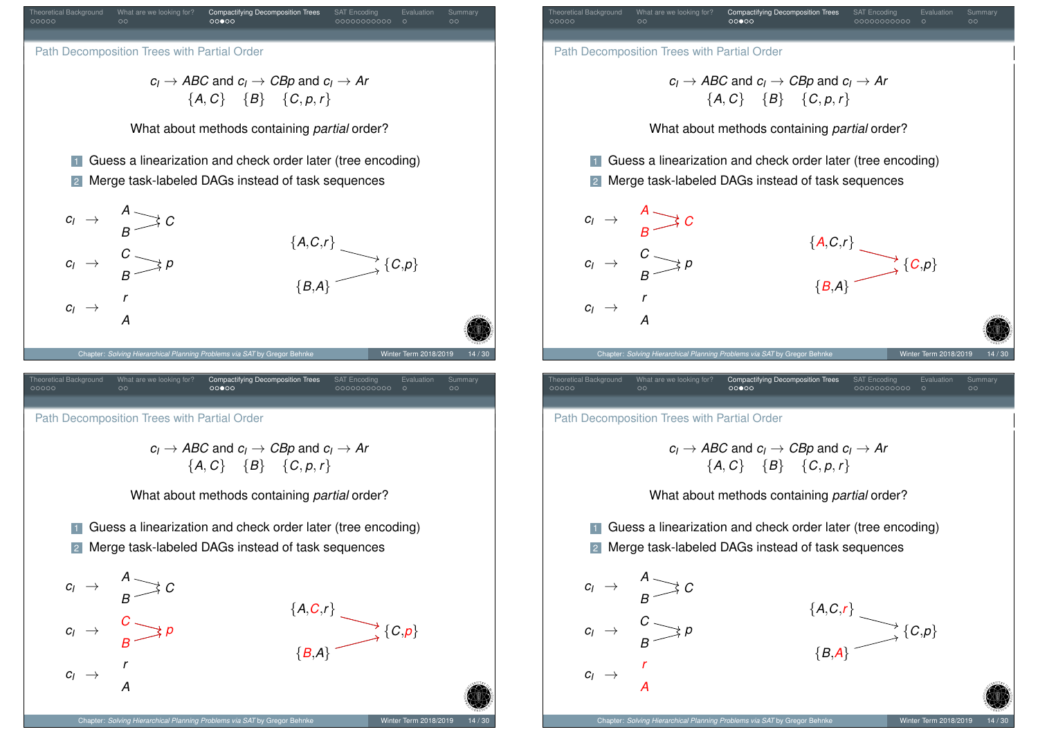## Path Decomposition Trees with Partial Order

$c_I \rightarrow ABC$ and $c_I \rightarrow CBp$ and $c_I \rightarrow Ar$

$\{A, C\}$ $\{B\}$ $\{C, p, r\}$

What about methods containing *partial* order?

1. Guess a linearization and check order later (tree encoding)
2. Merge task-labeled DAGs instead of task sequences

$c_I \rightarrow$ $A$, $B$ $\rightarrow C$

$c_I \rightarrow$ $C$, $B$ $\rightarrow p$

$c_I \rightarrow$ $r$, $A$

$\{A,C,r\}$ $\rightarrow$ $\{C,p\}$

$\{B,A\}$ $\rightarrow$ $\{C,p\}$

## Path Decomposition Trees with Partial Order

$c_I \rightarrow ABC$ and $c_I \rightarrow CBp$ and $c_I \rightarrow Ar$

$\{A, C\}$ $\{B\}$ $\{C, p, r\}$

What about methods containing *partial* order?

1. Guess a linearization and check order later (tree encoding)
2. Merge task-labeled DAGs instead of task sequences

$c_I \rightarrow$ $A$, $B$ $\rightarrow C$

$c_I \rightarrow$ $C$, $B$ $\rightarrow p$

$c_I \rightarrow$ $r$, $A$

$\{A,C,r\}$ $\rightarrow$ $\{C,p\}$

$\{B,A\}$ $\rightarrow$ $\{C,p\}$

## Path Decomposition Trees with Partial Order

$c_I \rightarrow ABC$ and $c_I \rightarrow CBp$ and $c_I \rightarrow Ar$

$\{A, C\}$ $\{B\}$ $\{C, p, r\}$

What about methods containing *partial* order?

1. Guess a linearization and check order later (tree encoding)
2. Merge task-labeled DAGs instead of task sequences

$c_I \rightarrow$ $A$, $B$ $\rightarrow C$

$c_I \rightarrow$ $C$, $B$ $\rightarrow p$

$c_I \rightarrow$ $r$, $A$

$\{A,C,r\}$ $\rightarrow$ $\{C,p\}$

$\{B,A\}$ $\rightarrow$ $\{C,p\}$

## Path Decomposition Trees with Partial Order

$c_I \rightarrow ABC$ and $c_I \rightarrow CBp$ and $c_I \rightarrow Ar$

$\{A, C\}$ $\{B\}$ $\{C, p, r\}$

What about methods containing *partial* order?

1. Guess a linearization and check order later (tree encoding)
2. Merge task-labeled DAGs instead of task sequences

$c_I \rightarrow$ $A$, $B$ $\rightarrow C$

$c_I \rightarrow$ $C$, $B$ $\rightarrow p$

$c_I \rightarrow$ $r$, $A$

$\{A,C,r\}$ $\rightarrow$ $\{C,p\}$

$\{B,A\}$ $\rightarrow$ $\{C,p\}$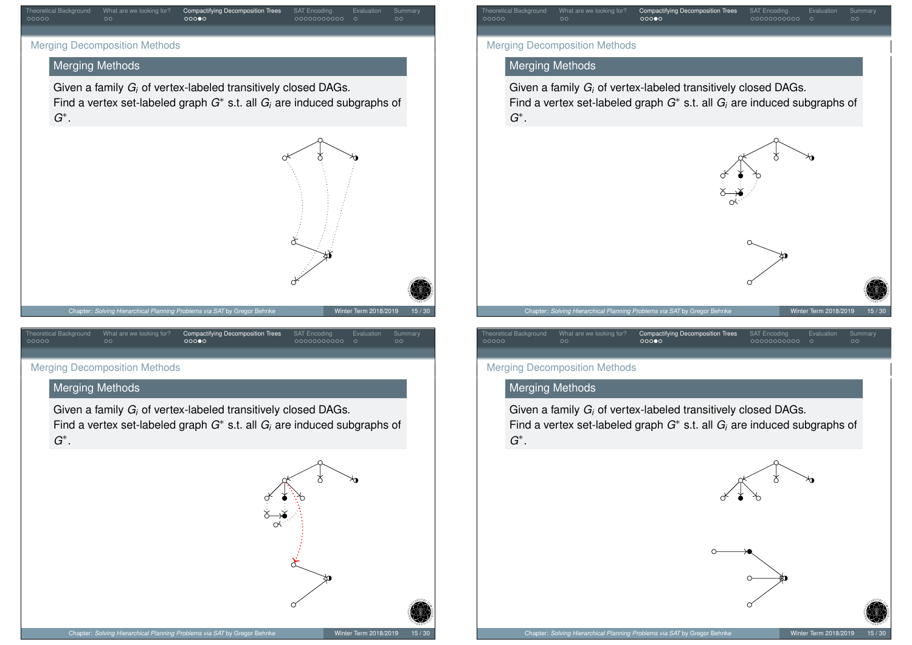## Merging Decomposition Methods

### Merging Methods

Given a family $G_i$ of vertex-labeled transitively closed DAGs.
Find a vertex set-labeled graph $G^*$ s.t. all $G_i$ are induced subgraphs of $G^*$.

## Merging Decomposition Methods

### Merging Methods

Given a family $G_i$ of vertex-labeled transitively closed DAGs.
Find a vertex set-labeled graph $G^*$ s.t. all $G_i$ are induced subgraphs of $G^*$.

## Merging Decomposition Methods

### Merging Methods

Given a family $G_i$ of vertex-labeled transitively closed DAGs.
Find a vertex set-labeled graph $G^*$ s.t. all $G_i$ are induced subgraphs of $G^*$.

## Merging Decomposition Methods

### Merging Methods

Given a family $G_i$ of vertex-labeled transitively closed DAGs.
Find a vertex set-labeled graph $G^*$ s.t. all $G_i$ are induced subgraphs of $G^*$.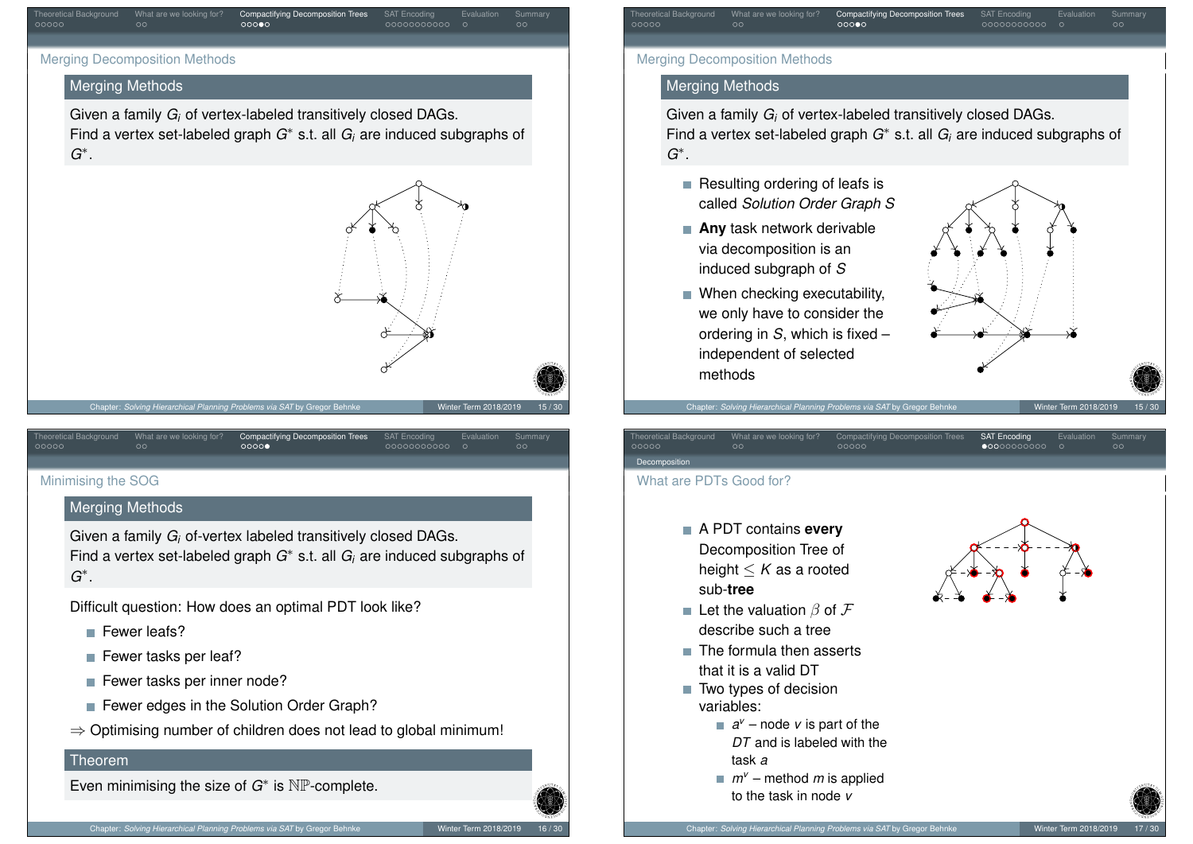## Merging Decomposition Methods

### Merging Methods

Given a family $G_i$ of vertex-labeled transitively closed DAGs.
Find a vertex set-labeled graph $G^*$ s.t. all $G_i$ are induced subgraphs of $G^*$.

## Merging Decomposition Methods

### Merging Methods

Given a family $G_i$ of vertex-labeled transitively closed DAGs.
Find a vertex set-labeled graph $G^*$ s.t. all $G_i$ are induced subgraphs of $G^*$.

- Resulting ordering of leafs is called *Solution Order Graph S*
- **Any** task network derivable via decomposition is an induced subgraph of $S$
- When checking executability, we only have to consider the ordering in $S$, which is fixed – independent of selected methods

## Minimising the SOG

### Merging Methods

Given a family $G_i$ of-vertex labeled transitively closed DAGs.
Find a vertex set-labeled graph $G^*$ s.t. all $G_i$ are induced subgraphs of $G^*$.

Difficult question: How does an optimal PDT look like?

- Fewer leafs?
- Fewer tasks per leaf?
- Fewer tasks per inner node?
- Fewer edges in the Solution Order Graph?

$\Rightarrow$ Optimising number of children does not lead to global minimum!

### Theorem

Even minimising the size of $G^*$ is $\mathbb{NP}$-complete.

## What are PDTs Good for?

- A PDT contains **every** Decomposition Tree of height $\leq K$ as a rooted sub-**tree**
- Let the valuation $\beta$ of $\mathcal{F}$ describe such a tree
- The formula then asserts that it is a valid DT
- Two types of decision variables:
  - $a^v$ – node $v$ is part of the *DT* and is labeled with the task $a$
  - $m^v$ – method $m$ is applied to the task in node $v$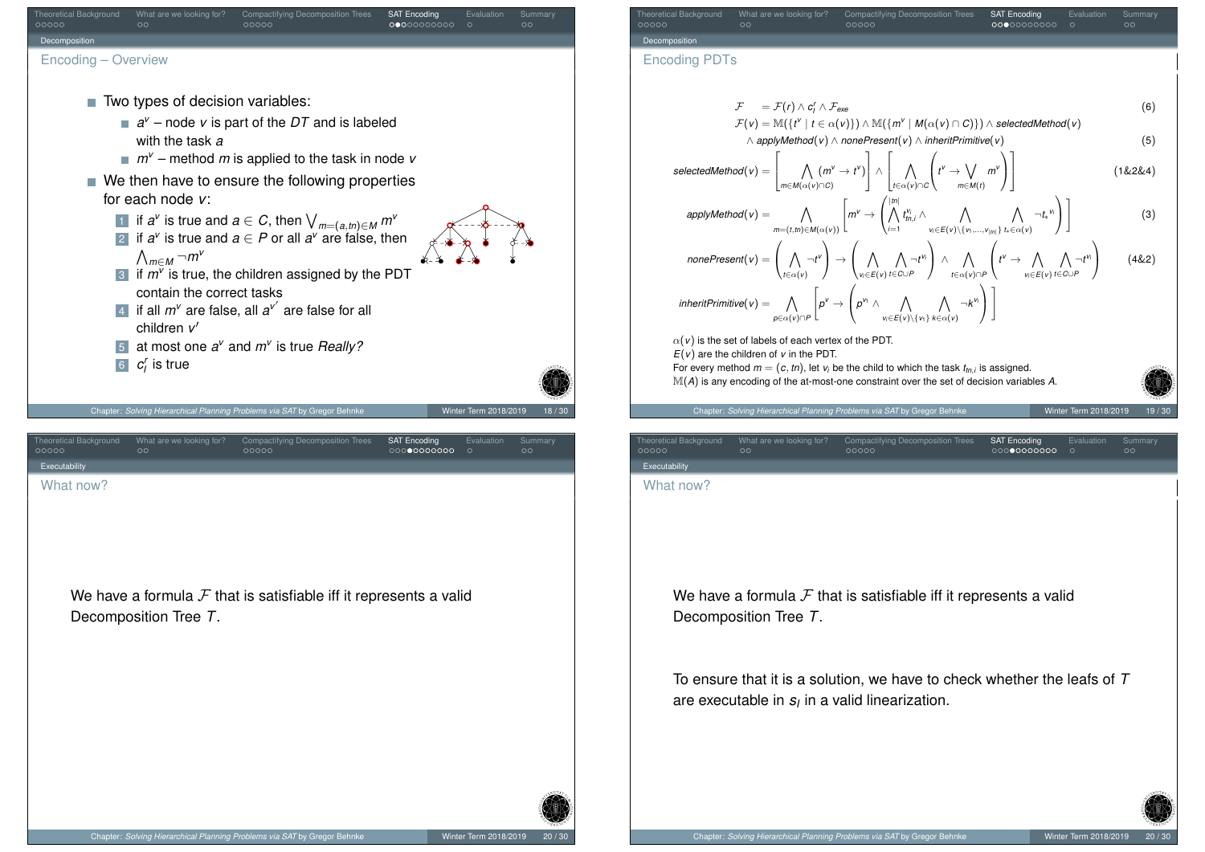## Encoding – Overview

- Two types of decision variables:
  - $a^v$ – node $v$ is part of the $DT$ and is labeled with the task $a$
  - $m^v$ – method $m$ is applied to the task in node $v$
- We then have to ensure the following properties for each node $v$:
  1. if $a^v$ is true and $a \in C$, then $\bigvee_{m=(a,tn)\in M} m^v$
  2. if $a^v$ is true and $a \in P$ or all $a^v$ are false, then $\bigwedge_{m \in M} \neg m^v$
  3. if $m^v$ is true, the children assigned by the PDT contain the correct tasks
  4. if all $m^v$ are false, all $a^{v'}$ are false for all children $v'$
  5. at most one $a^v$ and $m^v$ is true *Really?*
  6. $c_I^r$ is true

## Encoding PDTs

$$\mathcal{F} \quad = \mathcal{F}(r) \wedge c_I^r \wedge \mathcal{F}_{exe} \tag{6}$$

$$\mathcal{F}(v) = \mathbb{M}(\{t^v \mid t \in \alpha(v)\}) \wedge \mathbb{M}(\{m^v \mid M(\alpha(v) \cap C)\}) \wedge selectedMethod(v) \wedge applyMethod(v) \wedge nonePresent(v) \wedge inheritPrimitive(v) \tag{5}$$

$$selectedMethod(v) = \left[\bigwedge_{m \in M(\alpha(v)\cap C)} (m^v \rightarrow t^v)\right] \wedge \left[\bigwedge_{t \in \alpha(v) \cap C} \left(t^v \rightarrow \bigvee_{m \in M(t)} m^v\right)\right] \tag{1\&2\&4}$$

$$applyMethod(v) = \bigwedge_{m=(t,tn)\in M(\alpha(v))} \left[m^v \rightarrow \left(\bigwedge_{i=1}^{|tn|} t_{tn,i}^{v_i} \wedge \bigwedge_{v_i \in E(v)\setminus\{v_1,\ldots,v_{|tn|}\}} \bigwedge_{t_* \in \alpha(v)} \neg t_*^{v_i}\right)\right] \tag{3}$$

$$nonePresent(v) = \left(\bigwedge_{t \in \alpha(v)} \neg t^v\right) \rightarrow \left(\bigwedge_{v_i \in E(v)} \bigwedge_{t \in C \cup P} \neg t^{v_i}\right) \wedge \bigwedge_{t \in \alpha(v) \cap P} \left(t^v \rightarrow \bigwedge_{v_i \in E(v)} \bigwedge_{t \in C \cup P} \neg t^{v_i}\right) \tag{4\&2}$$

$$inheritPrimitive(v) = \bigwedge_{p \in \alpha(v) \cap P} \left[p^v \rightarrow \left(p^{v_1} \wedge \bigwedge_{v_i \in E(v)\setminus\{v_1\}} \bigwedge_{k \in \alpha(v)} \neg k^{v_i}\right)\right]$$

$\alpha(v)$ is the set of labels of each vertex of the PDT.
$E(v)$ are the children of $v$ in the PDT.
For every method $m = (c, tn)$, let $v_i$ be the child to which the task $t_{tn,i}$ is assigned.
$\mathbb{M}(A)$ is any encoding of the at-most-one constraint over the set of decision variables $A$.

## What now?

We have a formula $\mathcal{F}$ that is satisfiable iff it represents a valid Decomposition Tree $T$.

## What now?

We have a formula $\mathcal{F}$ that is satisfiable iff it represents a valid Decomposition Tree $T$.

To ensure that it is a solution, we have to check whether the leafs of $T$ are executable in $s_I$ in a valid linearization.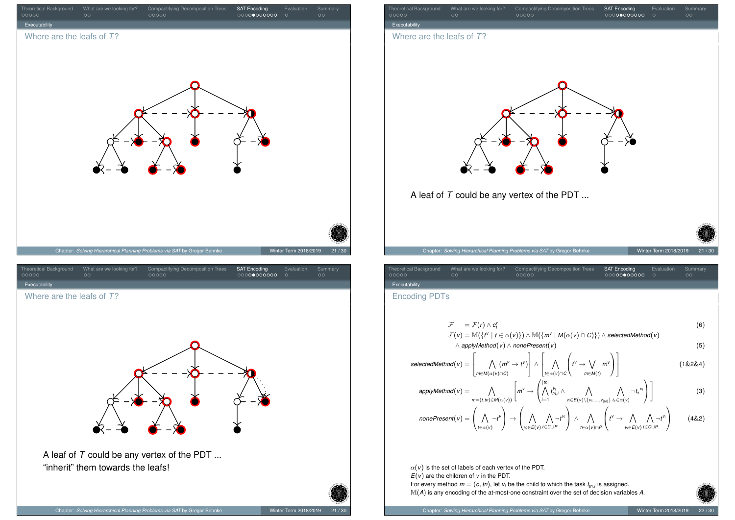## Executability

### Where are the leafs of $T$?

### Where are the leafs of $T$?

A leaf of $T$ could be any vertex of the PDT ...

### Where are the leafs of $T$?

A leaf of $T$ could be any vertex of the PDT ...
"inherit" them towards the leafs!

### Encoding PDTs

$$\mathcal{F} = \mathcal{F}(r) \wedge c_I^r \tag{6}$$

$$\mathcal{F}(v) = \mathbb{M}(\{t^v \mid t \in \alpha(v)\}) \wedge \mathbb{M}(\{m^v \mid M(\alpha(v) \cap C)\}) \wedge \mathit{selectedMethod}(v) \wedge \mathit{applyMethod}(v) \wedge \mathit{nonePresent}(v) \tag{5}$$

$$\mathit{selectedMethod}(v) = \left[\bigwedge_{m \in M(\alpha(v) \cap C)} (m^v \rightarrow t^v)\right] \wedge \left[\bigwedge_{t \in \alpha(v) \cap C} \left(t^v \rightarrow \bigvee_{m \in M(t)} m^v\right)\right] \tag{1\&2\&4}$$

$$\mathit{applyMethod}(v) = \bigwedge_{m=(t,tn) \in M(\alpha(v))} \left[m^v \rightarrow \left(\bigwedge_{i=1}^{|tn|} t_{tn,i}^{v_i} \wedge \bigwedge_{v_i \in E(v) \setminus \{v_1,\ldots,v_{|tn|}\}} \bigwedge_{t_* \in \alpha(v)} \neg t_*^{v_i}\right)\right] \tag{3}$$

$$\mathit{nonePresent}(v) = \left(\bigwedge_{t \in \alpha(v)} \neg t^v\right) \rightarrow \left(\bigwedge_{v_i \in E(v)} \bigwedge_{t \in C \cup P} \neg t^{v_i}\right) \wedge \bigwedge_{t \in \alpha(v) \cap P} \left(t^v \rightarrow \bigwedge_{v_i \in E(v)} \bigwedge_{t \in C \cup P} \neg t^{v_i}\right) \tag{4\&2}$$

$\alpha(v)$ is the set of labels of each vertex of the PDT.
$E(v)$ are the children of $v$ in the PDT.
For every method $m = (c, tn)$, let $v_i$ be the child to which the task $t_{tn,i}$ is assigned.
$\mathbb{M}(A)$ is any encoding of the at-most-one constraint over the set of decision variables $A$.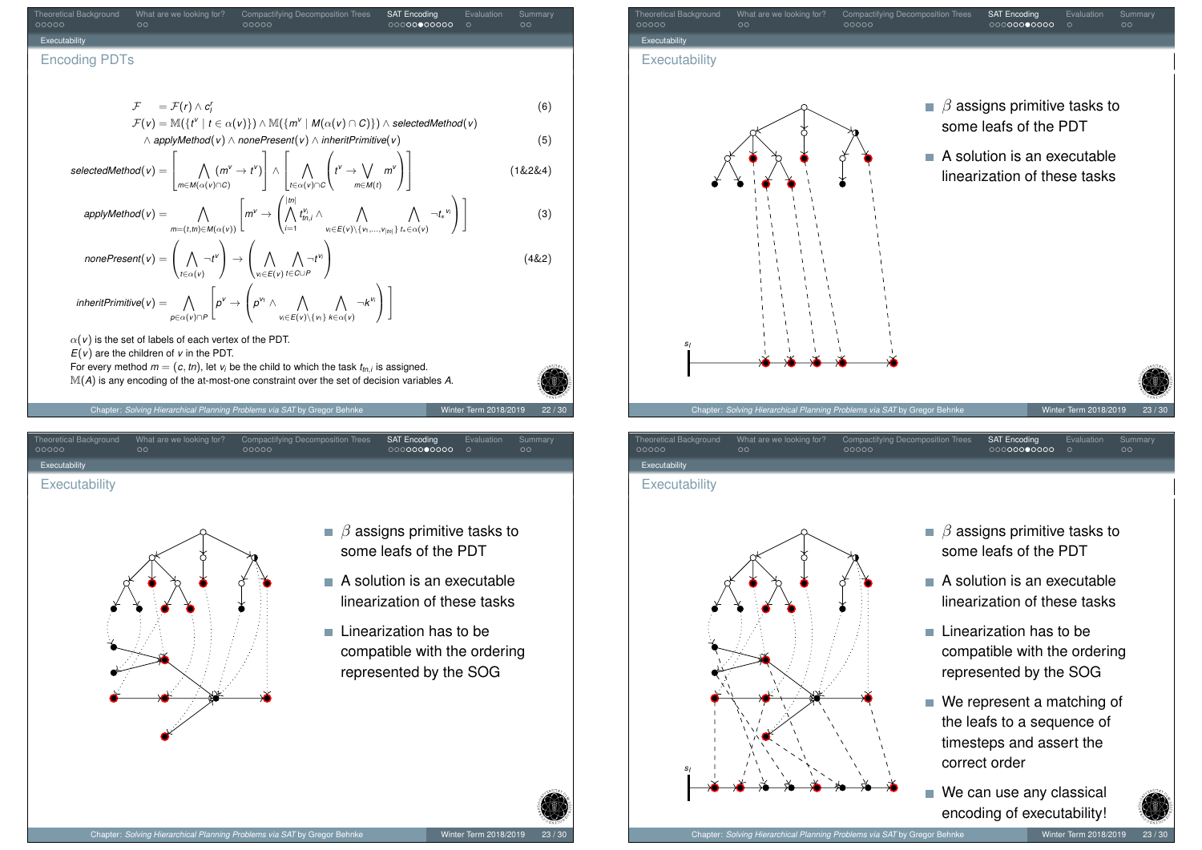## Encoding PDTs

$$\mathcal{F} \;\;= \mathcal{F}(r) \wedge c_I^r \tag{6}$$

$$\mathcal{F}(v) = \mathbb{M}(\{t^v \mid t \in \alpha(v)\}) \wedge \mathbb{M}(\{m^v \mid M(\alpha(v) \cap C)\}) \wedge \textit{selectedMethod}(v)$$
$$\wedge\; \textit{applyMethod}(v) \wedge \textit{nonePresent}(v) \wedge \textit{inheritPrimitive}(v) \tag{5}$$

$$\textit{selectedMethod}(v) = \left[\bigwedge_{m \in M(\alpha(v) \cap C)} (m^v \to t^v)\right] \wedge \left[\bigwedge_{t \in \alpha(v) \cap C} \left(t^v \to \bigvee_{m \in M(t)} m^v\right)\right] \tag{1\&2\&4}$$

$$\textit{applyMethod}(v) = \bigwedge_{m=(t,tn) \in M(\alpha(v))} \left[m^v \to \left(\bigwedge_{i=1}^{|tn|} t_{tn,i}^{v_i} \wedge \bigwedge_{v_i \in E(v) \setminus \{v_1,\ldots,v_{|tn|}\}} \bigwedge_{t_* \in \alpha(v)} \neg t_*^{v_i}\right)\right] \tag{3}$$

$$\textit{nonePresent}(v) = \left(\bigwedge_{t \in \alpha(v)} \neg t^v\right) \to \left(\bigwedge_{v_i \in E(v)} \bigwedge_{t \in C \cup P} \neg t^{v_i}\right) \tag{4\&2}$$

$$\textit{inheritPrimitive}(v) = \bigwedge_{p \in \alpha(v) \cap P} \left[p^v \to \left(p^{v_1} \wedge \bigwedge_{v_i \in E(v) \setminus \{v_1\}} \bigwedge_{k \in \alpha(v)} \neg k^{v_i}\right)\right]$$

$\alpha(v)$ is the set of labels of each vertex of the PDT.
$E(v)$ are the children of $v$ in the PDT.
For every method $m = (c, tn)$, let $v_i$ be the child to which the task $t_{tn,i}$ is assigned.
$\mathbb{M}(A)$ is any encoding of the at-most-one constraint over the set of decision variables $A$.

## Executability

- $\beta$ assigns primitive tasks to some leafs of the PDT
- A solution is an executable linearization of these tasks

## Executability

- $\beta$ assigns primitive tasks to some leafs of the PDT
- A solution is an executable linearization of these tasks
- Linearization has to be compatible with the ordering represented by the SOG

## Executability

- $\beta$ assigns primitive tasks to some leafs of the PDT
- A solution is an executable linearization of these tasks
- Linearization has to be compatible with the ordering represented by the SOG
- We represent a matching of the leafs to a sequence of timesteps and assert the correct order
- We can use any classical encoding of executability!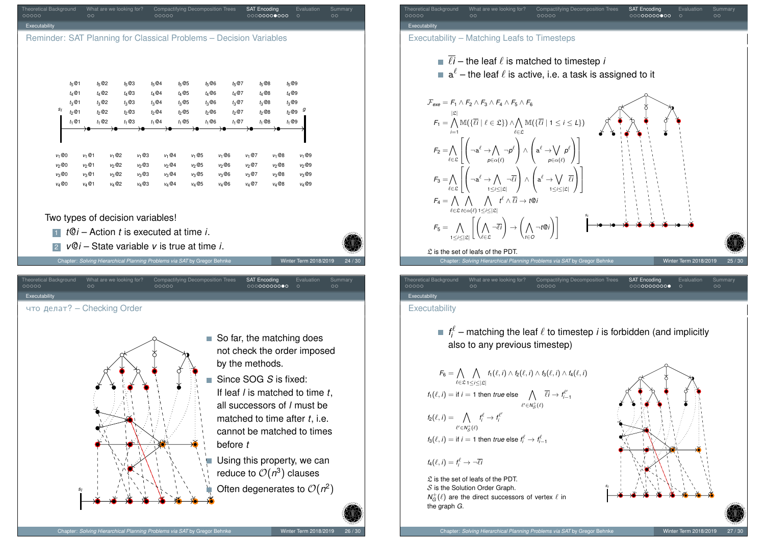## Reminder: SAT Planning for Classical Problems – Decision Variables

$t_5@1$ $t_5@2$ $t_5@3$ $t_5@4$ $t_5@5$ $t_5@6$ $t_5@7$ $t_5@8$ $t_5@9$
$t_4@1$ $t_4@2$ $t_4@3$ $t_4@4$ $t_4@5$ $t_4@6$ $t_4@7$ $t_4@8$ $t_4@9$
$t_3@1$ $t_3@2$ $t_3@3$ $t_3@4$ $t_3@5$ $t_3@6$ $t_3@7$ $t_3@8$ $t_3@9$
$s_I$ $t_2@1$ $t_2@2$ $t_2@3$ $t_2@4$ $t_2@5$ $t_2@6$ $t_2@7$ $t_2@8$ $t_2@9$ $g$
$t_1@1$ $t_1@2$ $t_1@3$ $t_1@4$ $t_1@5$ $t_1@6$ $t_1@7$ $t_1@8$ $t_1@9$

$v_1@0$ $v_1@1$ $v_1@2$ $v_1@3$ $v_1@4$ $v_1@5$ $v_1@6$ $v_1@7$ $v_1@8$ $v_1@9$
$v_2@0$ $v_2@1$ $v_2@2$ $v_2@3$ $v_2@4$ $v_2@5$ $v_2@6$ $v_2@7$ $v_2@8$ $v_2@9$
$v_3@0$ $v_3@1$ $v_3@2$ $v_3@3$ $v_3@4$ $v_3@5$ $v_3@6$ $v_3@7$ $v_3@8$ $v_3@9$
$v_4@0$ $v_4@1$ $v_4@2$ $v_4@3$ $v_4@4$ $v_4@5$ $v_4@6$ $v_4@7$ $v_4@8$ $v_4@9$

Two types of decision variables!

1. $t@i$ – Action $t$ is executed at time $i$.
2. $v@i$ – State variable $v$ is true at time $i$.

## Executability – Matching Leafs to Timesteps

- $\overline{\ell i}$ – the leaf $\ell$ is matched to timestep $i$
- $a^\ell$ – the leaf $\ell$ is active, i.e. a task is assigned to it

$$\mathcal{F}_{exe} = F_1 \wedge F_2 \wedge F_3 \wedge F_4 \wedge F_5 \wedge F_6$$

$$F_1 = \bigwedge_{i=1}^{|\mathfrak{L}|} \mathbb{M}(\{\overline{\ell i} \mid \ell \in \mathfrak{L}\}) \wedge \bigwedge_{\ell \in \mathfrak{L}} \mathbb{M}(\{\overline{\ell i} \mid 1 \leq i \leq L\})$$

$$F_2 = \bigwedge_{\ell \in \mathfrak{L}} \left[ \left( \neg a^\ell \rightarrow \bigwedge_{p \in \alpha(\ell)} \neg p^\ell \right) \wedge \left( a^\ell \rightarrow \bigvee_{p \in \alpha(\ell)} p^\ell \right) \right]$$

$$F_3 = \bigwedge_{\ell \in \mathfrak{L}} \left[ \left( \neg a^\ell \rightarrow \bigwedge_{1 \leq i \leq |\mathfrak{L}|} \neg \overline{\ell i} \right) \wedge \left( a^\ell \rightarrow \bigvee_{1 \leq i \leq |\mathfrak{L}|} \overline{\ell i} \right) \right]$$

$$F_4 = \bigwedge_{\ell \in \mathfrak{L}} \bigwedge_{t \in \alpha(\ell)} \bigwedge_{1 \leq i \leq |\mathfrak{L}|} t^\ell \wedge \overline{\ell i} \rightarrow t@i$$

$$F_5 = \bigwedge_{1 \leq i \leq |\mathfrak{L}|} \left[ \left( \bigwedge_{\ell \in \mathfrak{L}} \neg \overline{\ell i} \right) \rightarrow \left( \bigwedge_{t \in O} \neg t@i \right) \right]$$

$\mathfrak{L}$ is the set of leafs of the PDT.

## что делат? – Checking Order

- So far, the matching does not check the order imposed by the methods.
- Since SOG $S$ is fixed: If leaf $l$ is matched to time $t$, all successors of $l$ must be matched to time after $t$, i.e. cannot be matched to times before $t$
- Using this property, we can reduce to $\mathcal{O}(n^3)$ clauses
- Often degenerates to $\mathcal{O}(n^2)$

## Executability

- $f_i^\ell$ – matching the leaf $\ell$ to timestep $i$ is forbidden (and implicitly also to any previous timestep)

$$F_6 = \bigwedge_{\ell \in \mathfrak{L}} \bigwedge_{1 \leq i \leq |\mathfrak{L}|} f_1(\ell, i) \wedge f_2(\ell, i) \wedge f_3(\ell, i) \wedge f_4(\ell, i)$$

$$f_1(\ell, i) = \text{if } i = 1 \text{ then } true \text{ else } \bigwedge_{\ell' \in N_S^+(\ell)} \overline{\ell i} \rightarrow f_{i-1}^{\ell'}$$

$$f_2(\ell, i) = \bigwedge_{\ell' \in N_S^+(\ell)} f_i^\ell \rightarrow f_i^{\ell'}$$

$$f_3(\ell, i) = \text{if } i = 1 \text{ then } true \text{ else } f_i^\ell \rightarrow f_{i-1}^\ell$$

$$f_4(\ell, i) = f_i^\ell \rightarrow \neg \overline{\ell i}$$

$\mathfrak{L}$ is the set of leafs of the PDT.
$\mathcal{S}$ is the Solution Order Graph.
$N_G^+(\ell)$ are the direct successors of vertex $\ell$ in the graph $G$.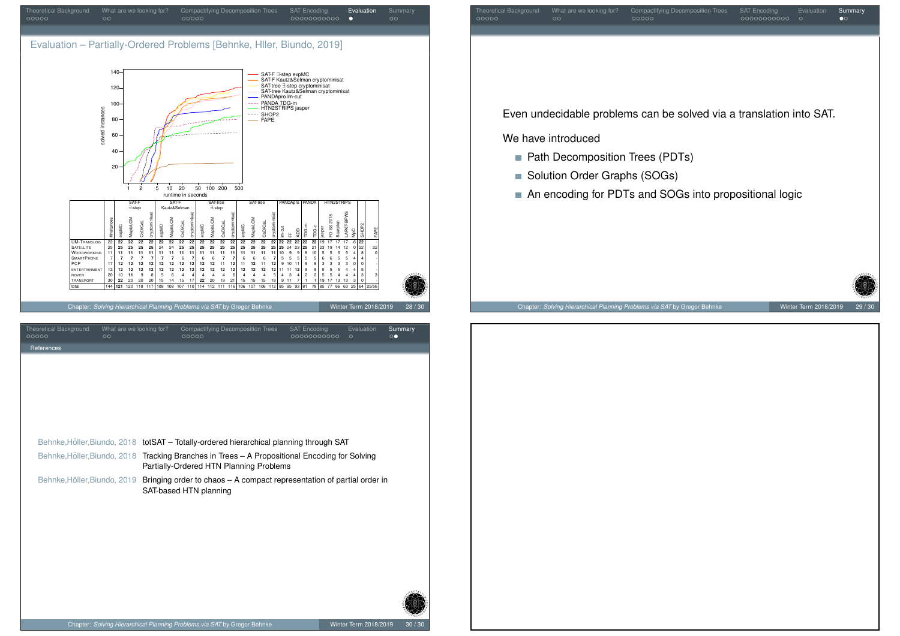## Evaluation – Partially-Ordered Problems [Behnke, Hller, Biundo, 2019]

solved instances

140

120

100

80

60

40

20

1 2 5 10 20 50 100 200 500

runtime in seconds

SAT-F ∃-step expMC

SAT-F Kautz&Selman cryptominisat

SAT-tree ∃-step cryptominisat

SAT-tree Kautz&Selman cryptominisat

PANDApro lm-cut

PANDA TDG-m

HTN2STRIPS jasper

SHOP2

FAPE

| | #instances | SAT-F ∃-step | | | | SAT-F Kautz&Selman | | | | SAT-tree ∃-step | | | | SAT-tree | | | | PANDApro | | | PANDA | | HTN2STRIPS | | | | | | |
|---|---|---|---|---|---|---|---|---|---|---|---|---|---|---|---|---|---|---|---|---|---|---|---|---|---|---|---|---|---|
| | | expMC | MapleLCM | CaDiCaL | cryptominisat | expMC | MapleLCM | CaDiCaL | cryptominisat | expMC | MapleLCM | CaDiCaL | cryptominisat | expMC | MapleLCM | CaDiCaL | cryptominisat | lm-cut | FF | ADD | TDG m | TDG c | jasper | FD-SS 2018 | Saarplan | LAPKT-BFWS | MpC | SHOP2 | FAPE |
| UM-Translog | 22 | 22 | 22 | 22 | 22 | 22 | 22 | 22 | 22 | 22 | 22 | 22 | 22 | 22 | 22 | 22 | 22 | 22 | 22 | 22 | 22 | 22 | 19 | 17 | 17 | 17 | 6 | 22 | - |
| Satellite | 25 | 25 | 25 | 25 | 25 | 24 | 24 | 25 | 25 | 25 | 25 | 25 | 25 | 25 | 25 | 25 | 25 | 25 | 24 | 23 | 25 | 21 | 23 | 19 | 14 | 12 | 0 | 22 | 22 |
| Woodworking | 11 | 11 | 11 | 11 | 11 | 11 | 11 | 11 | 11 | 11 | 11 | 11 | 11 | 11 | 11 | 11 | 11 | 10 | 9 | 9 | 8 | 10 | 5 | 5 | 5 | 5 | 4 | 8 | 0 |
| SmartPhone | 7 | 7 | 7 | 7 | 7 | 7 | 7 | 6 | 7 | 6 | 6 | 7 | 7 | 6 | 6 | 6 | 7 | 5 | 5 | 5 | 5 | 5 | 6 | 6 | 5 | 5 | 4 | 4 | - |
| PCP | 17 | 12 | 12 | 12 | 12 | 12 | 12 | 12 | 12 | 12 | 12 | 11 | 12 | 11 | 12 | 11 | 12 | 9 | 10 | 11 | 9 | 8 | 3 | 3 | 3 | 3 | 0 | 0 | - |
| Entertainment | 12 | 12 | 12 | 12 | 12 | 12 | 12 | 12 | 12 | 12 | 12 | 12 | 12 | 12 | 12 | 12 | 12 | 11 | 11 | 12 | 9 | 9 | 5 | 5 | 5 | 4 | 4 | 5 | - |
| Rover | 20 | 10 | 11 | 9 | 8 | 5 | 6 | 4 | 4 | 4 | 4 | 4 | 6 | 4 | 4 | 4 | 5 | 4 | 3 | 4 | 2 | 2 | 5 | 5 | 4 | 4 | 4 | 3 | 3 |
| Transport | 30 | 22 | 20 | 20 | 20 | 15 | 14 | 15 | 17 | 22 | 20 | 19 | 21 | 15 | 15 | 15 | 18 | 9 | 11 | 7 | 1 | 1 | 19 | 17 | 13 | 13 | 3 | 0 | - |
| total | 144 | 121 | 120 | 118 | 117 | 108 | 108 | 107 | 110 | 114 | 112 | 111 | 116 | 106 | 107 | 106 | 112 | 95 | 95 | 93 | 81 | 78 | 85 | 77 | 66 | 63 | 25 | 64 | 25/56 |

## Summary

Even undecidable problems can be solved via a translation into SAT.

We have introduced

- Path Decomposition Trees (PDTs)
- Solution Order Graphs (SOGs)
- An encoding for PDTs and SOGs into propositional logic

## References

Behnke,Höller,Biundo, 2018 totSAT – Totally-ordered hierarchical planning through SAT

Behnke,Höller,Biundo, 2018 Tracking Branches in Trees – A Propositional Encoding for Solving Partially-Ordered HTN Planning Problems

Behnke,Höller,Biundo, 2019 Bringing order to chaos – A compact representation of partial order in SAT-based HTN planning